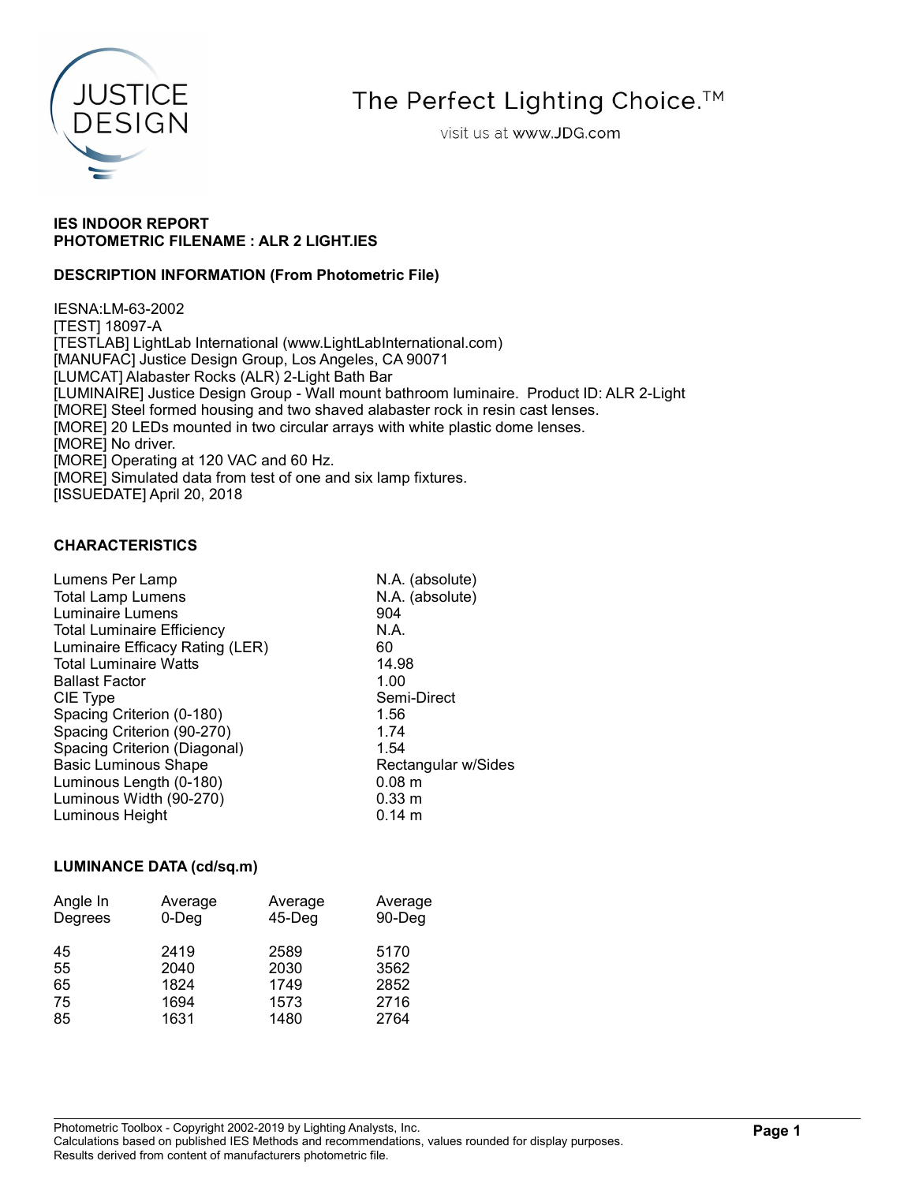The Perfect Lighting Choice.™

visit us at www.JDG.com

**IES INDOOR REPORT**
**PHOTOMETRIC FILENAME : ALR 2 LIGHT.IES**

**DESCRIPTION INFORMATION (From Photometric File)**

IESNA:LM-63-2002
[TEST] 18097-A
[TESTLAB] LightLab International (www.LightLabInternational.com)
[MANUFAC] Justice Design Group, Los Angeles, CA 90071
[LUMCAT] Alabaster Rocks (ALR) 2-Light Bath Bar
[LUMINAIRE] Justice Design Group - Wall mount bathroom luminaire. Product ID: ALR 2-Light
[MORE] Steel formed housing and two shaved alabaster rock in resin cast lenses.
[MORE] 20 LEDs mounted in two circular arrays with white plastic dome lenses.
[MORE] No driver.
[MORE] Operating at 120 VAC and 60 Hz.
[MORE] Simulated data from test of one and six lamp fixtures.
[ISSUEDATE] April 20, 2018

**CHARACTERISTICS**

| | |
|---|---|
| Lumens Per Lamp | N.A. (absolute) |
| Total Lamp Lumens | N.A. (absolute) |
| Luminaire Lumens | 904 |
| Total Luminaire Efficiency | N.A. |
| Luminaire Efficacy Rating (LER) | 60 |
| Total Luminaire Watts | 14.98 |
| Ballast Factor | 1.00 |
| CIE Type | Semi-Direct |
| Spacing Criterion (0-180) | 1.56 |
| Spacing Criterion (90-270) | 1.74 |
| Spacing Criterion (Diagonal) | 1.54 |
| Basic Luminous Shape | Rectangular w/Sides |
| Luminous Length (0-180) | 0.08 m |
| Luminous Width (90-270) | 0.33 m |
| Luminous Height | 0.14 m |

**LUMINANCE DATA (cd/sq.m)**

| Angle In Degrees | Average 0-Deg | Average 45-Deg | Average 90-Deg |
|---|---|---|---|
| 45 | 2419 | 2589 | 5170 |
| 55 | 2040 | 2030 | 3562 |
| 65 | 1824 | 1749 | 2852 |
| 75 | 1694 | 1573 | 2716 |
| 85 | 1631 | 1480 | 2764 |

Photometric Toolbox - Copyright 2002-2019 by Lighting Analysts, Inc.
Calculations based on published IES Methods and recommendations, values rounded for display purposes.
Results derived from content of manufacturers photometric file.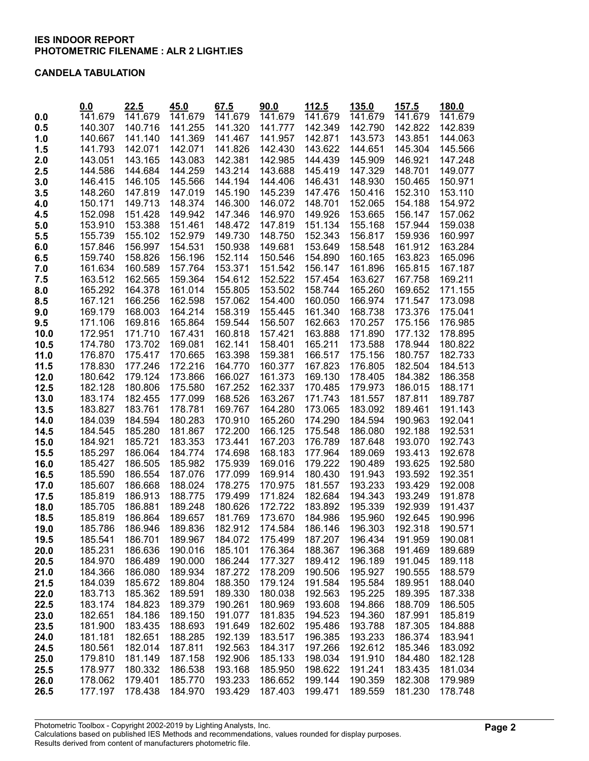**IES INDOOR REPORT**
**PHOTOMETRIC FILENAME : ALR 2 LIGHT.IES**

**CANDELA TABULATION**

| | 0.0 | 22.5 | 45.0 | 67.5 | 90.0 | 112.5 | 135.0 | 157.5 | 180.0 |
|---|---|---|---|---|---|---|---|---|---|
| **0.0** | 141.679 | 141.679 | 141.679 | 141.679 | 141.679 | 141.679 | 141.679 | 141.679 | 141.679 |
| **0.5** | 140.307 | 140.716 | 141.255 | 141.320 | 141.777 | 142.349 | 142.790 | 142.822 | 142.839 |
| **1.0** | 140.667 | 141.140 | 141.369 | 141.467 | 141.957 | 142.871 | 143.573 | 143.851 | 144.063 |
| **1.5** | 141.793 | 142.071 | 142.071 | 141.826 | 142.430 | 143.622 | 144.651 | 145.304 | 145.566 |
| **2.0** | 143.051 | 143.165 | 143.083 | 142.381 | 142.985 | 144.439 | 145.909 | 146.921 | 147.248 |
| **2.5** | 144.586 | 144.684 | 144.259 | 143.214 | 143.688 | 145.419 | 147.329 | 148.701 | 149.077 |
| **3.0** | 146.415 | 146.105 | 145.566 | 144.194 | 144.406 | 146.431 | 148.930 | 150.465 | 150.971 |
| **3.5** | 148.260 | 147.819 | 147.019 | 145.190 | 145.239 | 147.476 | 150.416 | 152.310 | 153.110 |
| **4.0** | 150.171 | 149.713 | 148.374 | 146.300 | 146.072 | 148.701 | 152.065 | 154.188 | 154.972 |
| **4.5** | 152.098 | 151.428 | 149.942 | 147.346 | 146.970 | 149.926 | 153.665 | 156.147 | 157.062 |
| **5.0** | 153.910 | 153.388 | 151.461 | 148.472 | 147.819 | 151.134 | 155.168 | 157.944 | 159.038 |
| **5.5** | 155.739 | 155.102 | 152.979 | 149.730 | 148.750 | 152.343 | 156.817 | 159.936 | 160.997 |
| **6.0** | 157.846 | 156.997 | 154.531 | 150.938 | 149.681 | 153.649 | 158.548 | 161.912 | 163.284 |
| **6.5** | 159.740 | 158.826 | 156.196 | 152.114 | 150.546 | 154.890 | 160.165 | 163.823 | 165.096 |
| **7.0** | 161.634 | 160.589 | 157.764 | 153.371 | 151.542 | 156.147 | 161.896 | 165.815 | 167.187 |
| **7.5** | 163.512 | 162.565 | 159.364 | 154.612 | 152.522 | 157.454 | 163.627 | 167.758 | 169.211 |
| **8.0** | 165.292 | 164.378 | 161.014 | 155.805 | 153.502 | 158.744 | 165.260 | 169.652 | 171.155 |
| **8.5** | 167.121 | 166.256 | 162.598 | 157.062 | 154.400 | 160.050 | 166.974 | 171.547 | 173.098 |
| **9.0** | 169.179 | 168.003 | 164.214 | 158.319 | 155.445 | 161.340 | 168.738 | 173.376 | 175.041 |
| **9.5** | 171.106 | 169.816 | 165.864 | 159.544 | 156.507 | 162.663 | 170.257 | 175.156 | 176.985 |
| **10.0** | 172.951 | 171.710 | 167.431 | 160.818 | 157.421 | 163.888 | 171.890 | 177.132 | 178.895 |
| **10.5** | 174.780 | 173.702 | 169.081 | 162.141 | 158.401 | 165.211 | 173.588 | 178.944 | 180.822 |
| **11.0** | 176.870 | 175.417 | 170.665 | 163.398 | 159.381 | 166.517 | 175.156 | 180.757 | 182.733 |
| **11.5** | 178.830 | 177.246 | 172.216 | 164.770 | 160.377 | 167.823 | 176.805 | 182.504 | 184.513 |
| **12.0** | 180.642 | 179.124 | 173.866 | 166.027 | 161.373 | 169.130 | 178.405 | 184.382 | 186.358 |
| **12.5** | 182.128 | 180.806 | 175.580 | 167.252 | 162.337 | 170.485 | 179.973 | 186.015 | 188.171 |
| **13.0** | 183.174 | 182.455 | 177.099 | 168.526 | 163.267 | 171.743 | 181.557 | 187.811 | 189.787 |
| **13.5** | 183.827 | 183.761 | 178.781 | 169.767 | 164.280 | 173.065 | 183.092 | 189.461 | 191.143 |
| **14.0** | 184.039 | 184.594 | 180.283 | 170.910 | 165.260 | 174.290 | 184.594 | 190.963 | 192.041 |
| **14.5** | 184.545 | 185.280 | 181.867 | 172.200 | 166.125 | 175.548 | 186.080 | 192.188 | 192.531 |
| **15.0** | 184.921 | 185.721 | 183.353 | 173.441 | 167.203 | 176.789 | 187.648 | 193.070 | 192.743 |
| **15.5** | 185.297 | 186.064 | 184.774 | 174.698 | 168.183 | 177.964 | 189.069 | 193.413 | 192.678 |
| **16.0** | 185.427 | 186.505 | 185.982 | 175.939 | 169.016 | 179.222 | 190.489 | 193.625 | 192.580 |
| **16.5** | 185.590 | 186.554 | 187.076 | 177.099 | 169.914 | 180.430 | 191.943 | 193.592 | 192.351 |
| **17.0** | 185.607 | 186.668 | 188.024 | 178.275 | 170.975 | 181.557 | 193.233 | 193.429 | 192.008 |
| **17.5** | 185.819 | 186.913 | 188.775 | 179.499 | 171.824 | 182.684 | 194.343 | 193.249 | 191.878 |
| **18.0** | 185.705 | 186.881 | 189.248 | 180.626 | 172.722 | 183.892 | 195.339 | 192.939 | 191.437 |
| **18.5** | 185.819 | 186.864 | 189.657 | 181.769 | 173.670 | 184.986 | 195.960 | 192.645 | 190.996 |
| **19.0** | 185.786 | 186.946 | 189.836 | 182.912 | 174.584 | 186.146 | 196.303 | 192.318 | 190.571 |
| **19.5** | 185.541 | 186.701 | 189.967 | 184.072 | 175.499 | 187.207 | 196.434 | 191.959 | 190.081 |
| **20.0** | 185.231 | 186.636 | 190.016 | 185.101 | 176.364 | 188.367 | 196.368 | 191.469 | 189.689 |
| **20.5** | 184.970 | 186.489 | 190.000 | 186.244 | 177.327 | 189.412 | 196.189 | 191.045 | 189.118 |
| **21.0** | 184.366 | 186.080 | 189.934 | 187.272 | 178.209 | 190.506 | 195.927 | 190.555 | 188.579 |
| **21.5** | 184.039 | 185.672 | 189.804 | 188.350 | 179.124 | 191.584 | 195.584 | 189.951 | 188.040 |
| **22.0** | 183.713 | 185.362 | 189.591 | 189.330 | 180.038 | 192.563 | 195.225 | 189.395 | 187.338 |
| **22.5** | 183.174 | 184.823 | 189.379 | 190.261 | 180.969 | 193.608 | 194.866 | 188.709 | 186.505 |
| **23.0** | 182.651 | 184.186 | 189.150 | 191.077 | 181.835 | 194.523 | 194.360 | 187.991 | 185.819 |
| **23.5** | 181.900 | 183.435 | 188.693 | 191.649 | 182.602 | 195.486 | 193.788 | 187.305 | 184.888 |
| **24.0** | 181.181 | 182.651 | 188.285 | 192.139 | 183.517 | 196.385 | 193.233 | 186.374 | 183.941 |
| **24.5** | 180.561 | 182.014 | 187.811 | 192.563 | 184.317 | 197.266 | 192.612 | 185.346 | 183.092 |
| **25.0** | 179.810 | 181.149 | 187.158 | 192.906 | 185.133 | 198.034 | 191.910 | 184.480 | 182.128 |
| **25.5** | 178.977 | 180.332 | 186.538 | 193.168 | 185.950 | 198.622 | 191.241 | 183.435 | 181.034 |
| **26.0** | 178.062 | 179.401 | 185.770 | 193.233 | 186.652 | 199.144 | 190.359 | 182.308 | 179.989 |
| **26.5** | 177.197 | 178.438 | 184.970 | 193.429 | 187.403 | 199.471 | 189.559 | 181.230 | 178.748 |

Photometric Toolbox - Copyright 2002-2019 by Lighting Analysts, Inc.
Calculations based on published IES Methods and recommendations, values rounded for display purposes.
Results derived from content of manufacturers photometric file.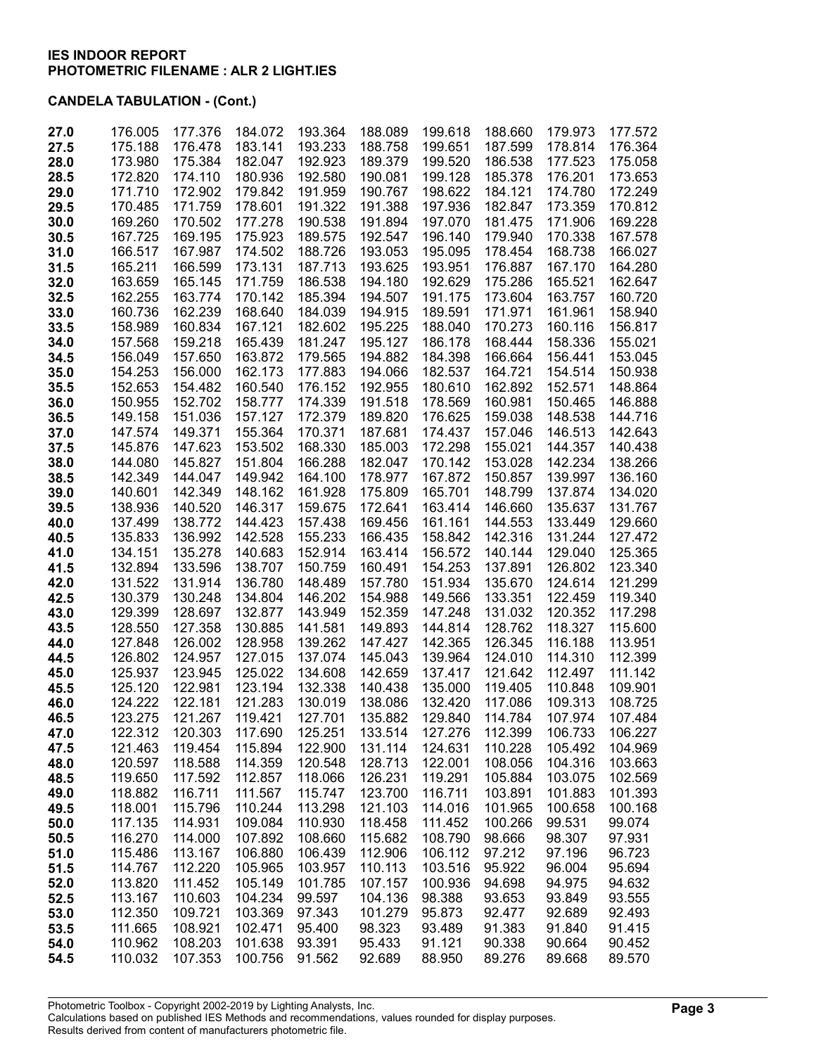**IES INDOOR REPORT**
**PHOTOMETRIC FILENAME : ALR 2 LIGHT.IES**

**CANDELA TABULATION - (Cont.)**

| | | | | | | | | | |
|---|---|---|---|---|---|---|---|---|---|
| **27.0** | 176.005 | 177.376 | 184.072 | 193.364 | 188.089 | 199.618 | 188.660 | 179.973 | 177.572 |
| **27.5** | 175.188 | 176.478 | 183.141 | 193.233 | 188.758 | 199.651 | 187.599 | 178.814 | 176.364 |
| **28.0** | 173.980 | 175.384 | 182.047 | 192.923 | 189.379 | 199.520 | 186.538 | 177.523 | 175.058 |
| **28.5** | 172.820 | 174.110 | 180.936 | 192.580 | 190.081 | 199.128 | 185.378 | 176.201 | 173.653 |
| **29.0** | 171.710 | 172.902 | 179.842 | 191.959 | 190.767 | 198.622 | 184.121 | 174.780 | 172.249 |
| **29.5** | 170.485 | 171.759 | 178.601 | 191.322 | 191.388 | 197.936 | 182.847 | 173.359 | 170.812 |
| **30.0** | 169.260 | 170.502 | 177.278 | 190.538 | 191.894 | 197.070 | 181.475 | 171.906 | 169.228 |
| **30.5** | 167.725 | 169.195 | 175.923 | 189.575 | 192.547 | 196.140 | 179.940 | 170.338 | 167.578 |
| **31.0** | 166.517 | 167.987 | 174.502 | 188.726 | 193.053 | 195.095 | 178.454 | 168.738 | 166.027 |
| **31.5** | 165.211 | 166.599 | 173.131 | 187.713 | 193.625 | 193.951 | 176.887 | 167.170 | 164.280 |
| **32.0** | 163.659 | 165.145 | 171.759 | 186.538 | 194.180 | 192.629 | 175.286 | 165.521 | 162.647 |
| **32.5** | 162.255 | 163.774 | 170.142 | 185.394 | 194.507 | 191.175 | 173.604 | 163.757 | 160.720 |
| **33.0** | 160.736 | 162.239 | 168.640 | 184.039 | 194.915 | 189.591 | 171.971 | 161.961 | 158.940 |
| **33.5** | 158.989 | 160.834 | 167.121 | 182.602 | 195.225 | 188.040 | 170.273 | 160.116 | 156.817 |
| **34.0** | 157.568 | 159.218 | 165.439 | 181.247 | 195.127 | 186.178 | 168.444 | 158.336 | 155.021 |
| **34.5** | 156.049 | 157.650 | 163.872 | 179.565 | 194.882 | 184.398 | 166.664 | 156.441 | 153.045 |
| **35.0** | 154.253 | 156.000 | 162.173 | 177.883 | 194.066 | 182.537 | 164.721 | 154.514 | 150.938 |
| **35.5** | 152.653 | 154.482 | 160.540 | 176.152 | 192.955 | 180.610 | 162.892 | 152.571 | 148.864 |
| **36.0** | 150.955 | 152.702 | 158.777 | 174.339 | 191.518 | 178.569 | 160.981 | 150.465 | 146.888 |
| **36.5** | 149.158 | 151.036 | 157.127 | 172.379 | 189.820 | 176.625 | 159.038 | 148.538 | 144.716 |
| **37.0** | 147.574 | 149.371 | 155.364 | 170.371 | 187.681 | 174.437 | 157.046 | 146.513 | 142.643 |
| **37.5** | 145.876 | 147.623 | 153.502 | 168.330 | 185.003 | 172.298 | 155.021 | 144.357 | 140.438 |
| **38.0** | 144.080 | 145.827 | 151.804 | 166.288 | 182.047 | 170.142 | 153.028 | 142.234 | 138.266 |
| **38.5** | 142.349 | 144.047 | 149.942 | 164.100 | 178.977 | 167.872 | 150.857 | 139.997 | 136.160 |
| **39.0** | 140.601 | 142.349 | 148.162 | 161.928 | 175.809 | 165.701 | 148.799 | 137.874 | 134.020 |
| **39.5** | 138.936 | 140.520 | 146.317 | 159.675 | 172.641 | 163.414 | 146.660 | 135.637 | 131.767 |
| **40.0** | 137.499 | 138.772 | 144.423 | 157.438 | 169.456 | 161.161 | 144.553 | 133.449 | 129.660 |
| **40.5** | 135.833 | 136.992 | 142.528 | 155.233 | 166.435 | 158.842 | 142.316 | 131.244 | 127.472 |
| **41.0** | 134.151 | 135.278 | 140.683 | 152.914 | 163.414 | 156.572 | 140.144 | 129.040 | 125.365 |
| **41.5** | 132.894 | 133.596 | 138.707 | 150.759 | 160.491 | 154.253 | 137.891 | 126.802 | 123.340 |
| **42.0** | 131.522 | 131.914 | 136.780 | 148.489 | 157.780 | 151.934 | 135.670 | 124.614 | 121.299 |
| **42.5** | 130.379 | 130.248 | 134.804 | 146.202 | 154.988 | 149.566 | 133.351 | 122.459 | 119.340 |
| **43.0** | 129.399 | 128.697 | 132.877 | 143.949 | 152.359 | 147.248 | 131.032 | 120.352 | 117.298 |
| **43.5** | 128.550 | 127.358 | 130.885 | 141.581 | 149.893 | 144.814 | 128.762 | 118.327 | 115.600 |
| **44.0** | 127.848 | 126.002 | 128.958 | 139.262 | 147.427 | 142.365 | 126.345 | 116.188 | 113.951 |
| **44.5** | 126.802 | 124.957 | 127.015 | 137.074 | 145.043 | 139.964 | 124.010 | 114.310 | 112.399 |
| **45.0** | 125.937 | 123.945 | 125.022 | 134.608 | 142.659 | 137.417 | 121.642 | 112.497 | 111.142 |
| **45.5** | 125.120 | 122.981 | 123.194 | 132.338 | 140.438 | 135.000 | 119.405 | 110.848 | 109.901 |
| **46.0** | 124.222 | 122.181 | 121.283 | 130.019 | 138.086 | 132.420 | 117.086 | 109.313 | 108.725 |
| **46.5** | 123.275 | 121.267 | 119.421 | 127.701 | 135.882 | 129.840 | 114.784 | 107.974 | 107.484 |
| **47.0** | 122.312 | 120.303 | 117.690 | 125.251 | 133.514 | 127.276 | 112.399 | 106.733 | 106.227 |
| **47.5** | 121.463 | 119.454 | 115.894 | 122.900 | 131.114 | 124.631 | 110.228 | 105.492 | 104.969 |
| **48.0** | 120.597 | 118.588 | 114.359 | 120.548 | 128.713 | 122.001 | 108.056 | 104.316 | 103.663 |
| **48.5** | 119.650 | 117.592 | 112.857 | 118.066 | 126.231 | 119.291 | 105.884 | 103.075 | 102.569 |
| **49.0** | 118.882 | 116.711 | 111.567 | 115.747 | 123.700 | 116.711 | 103.891 | 101.883 | 101.393 |
| **49.5** | 118.001 | 115.796 | 110.244 | 113.298 | 121.103 | 114.016 | 101.965 | 100.658 | 100.168 |
| **50.0** | 117.135 | 114.931 | 109.084 | 110.930 | 118.458 | 111.452 | 100.266 | 99.531 | 99.074 |
| **50.5** | 116.270 | 114.000 | 107.892 | 108.660 | 115.682 | 108.790 | 98.666 | 98.307 | 97.931 |
| **51.0** | 115.486 | 113.167 | 106.880 | 106.439 | 112.906 | 106.112 | 97.212 | 97.196 | 96.723 |
| **51.5** | 114.767 | 112.220 | 105.965 | 103.957 | 110.113 | 103.516 | 95.922 | 96.004 | 95.694 |
| **52.0** | 113.820 | 111.452 | 105.149 | 101.785 | 107.157 | 100.936 | 94.698 | 94.975 | 94.632 |
| **52.5** | 113.167 | 110.603 | 104.234 | 99.597 | 104.136 | 98.388 | 93.653 | 93.849 | 93.555 |
| **53.0** | 112.350 | 109.721 | 103.369 | 97.343 | 101.279 | 95.873 | 92.477 | 92.689 | 92.493 |
| **53.5** | 111.665 | 108.921 | 102.471 | 95.400 | 98.323 | 93.489 | 91.383 | 91.840 | 91.415 |
| **54.0** | 110.962 | 108.203 | 101.638 | 93.391 | 95.433 | 91.121 | 90.338 | 90.664 | 90.452 |
| **54.5** | 110.032 | 107.353 | 100.756 | 91.562 | 92.689 | 88.950 | 89.276 | 89.668 | 89.570 |

Photometric Toolbox - Copyright 2002-2019 by Lighting Analysts, Inc.
Calculations based on published IES Methods and recommendations, values rounded for display purposes.
Results derived from content of manufacturers photometric file.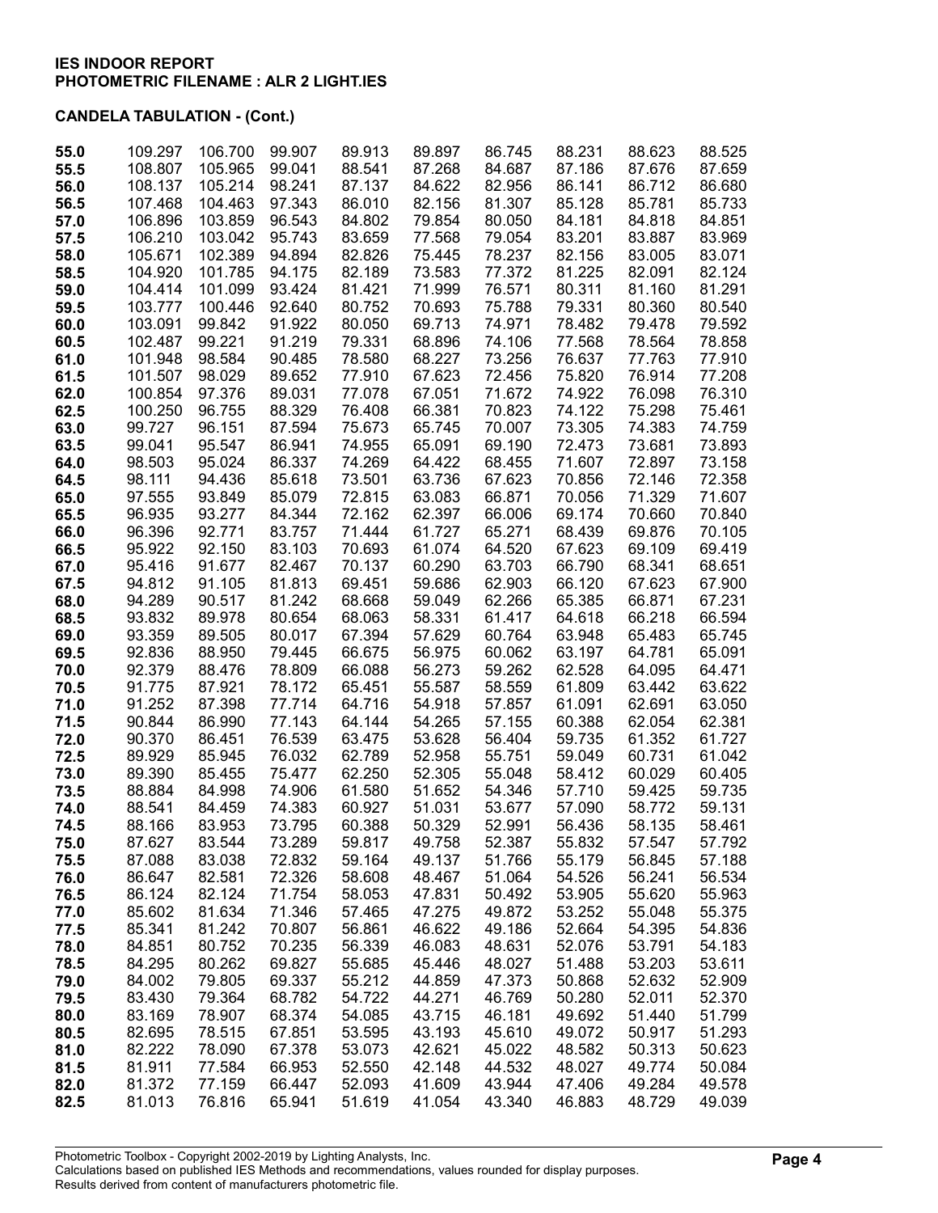**IES INDOOR REPORT**
**PHOTOMETRIC FILENAME : ALR 2 LIGHT.IES**

**CANDELA TABULATION - (Cont.)**

| | | | | | | | | | |
|---|---|---|---|---|---|---|---|---|---|
| **55.0** | 109.297 | 106.700 | 99.907 | 89.913 | 89.897 | 86.745 | 88.231 | 88.623 | 88.525 |
| **55.5** | 108.807 | 105.965 | 99.041 | 88.541 | 87.268 | 84.687 | 87.186 | 87.676 | 87.659 |
| **56.0** | 108.137 | 105.214 | 98.241 | 87.137 | 84.622 | 82.956 | 86.141 | 86.712 | 86.680 |
| **56.5** | 107.468 | 104.463 | 97.343 | 86.010 | 82.156 | 81.307 | 85.128 | 85.781 | 85.733 |
| **57.0** | 106.896 | 103.859 | 96.543 | 84.802 | 79.854 | 80.050 | 84.181 | 84.818 | 84.851 |
| **57.5** | 106.210 | 103.042 | 95.743 | 83.659 | 77.568 | 79.054 | 83.201 | 83.887 | 83.969 |
| **58.0** | 105.671 | 102.389 | 94.894 | 82.826 | 75.445 | 78.237 | 82.156 | 83.005 | 83.071 |
| **58.5** | 104.920 | 101.785 | 94.175 | 82.189 | 73.583 | 77.372 | 81.225 | 82.091 | 82.124 |
| **59.0** | 104.414 | 101.099 | 93.424 | 81.421 | 71.999 | 76.571 | 80.311 | 81.160 | 81.291 |
| **59.5** | 103.777 | 100.446 | 92.640 | 80.752 | 70.693 | 75.788 | 79.331 | 80.360 | 80.540 |
| **60.0** | 103.091 | 99.842 | 91.922 | 80.050 | 69.713 | 74.971 | 78.482 | 79.478 | 79.592 |
| **60.5** | 102.487 | 99.221 | 91.219 | 79.331 | 68.896 | 74.106 | 77.568 | 78.564 | 78.858 |
| **61.0** | 101.948 | 98.584 | 90.485 | 78.580 | 68.227 | 73.256 | 76.637 | 77.763 | 77.910 |
| **61.5** | 101.507 | 98.029 | 89.652 | 77.910 | 67.623 | 72.456 | 75.820 | 76.914 | 77.208 |
| **62.0** | 100.854 | 97.376 | 89.031 | 77.078 | 67.051 | 71.672 | 74.922 | 76.098 | 76.310 |
| **62.5** | 100.250 | 96.755 | 88.329 | 76.408 | 66.381 | 70.823 | 74.122 | 75.298 | 75.461 |
| **63.0** | 99.727 | 96.151 | 87.594 | 75.673 | 65.745 | 70.007 | 73.305 | 74.383 | 74.759 |
| **63.5** | 99.041 | 95.547 | 86.941 | 74.955 | 65.091 | 69.190 | 72.473 | 73.681 | 73.893 |
| **64.0** | 98.503 | 95.024 | 86.337 | 74.269 | 64.422 | 68.455 | 71.607 | 72.897 | 73.158 |
| **64.5** | 98.111 | 94.436 | 85.618 | 73.501 | 63.736 | 67.623 | 70.856 | 72.146 | 72.358 |
| **65.0** | 97.555 | 93.849 | 85.079 | 72.815 | 63.083 | 66.871 | 70.056 | 71.329 | 71.607 |
| **65.5** | 96.935 | 93.277 | 84.344 | 72.162 | 62.397 | 66.006 | 69.174 | 70.660 | 70.840 |
| **66.0** | 96.396 | 92.771 | 83.757 | 71.444 | 61.727 | 65.271 | 68.439 | 69.876 | 70.105 |
| **66.5** | 95.922 | 92.150 | 83.103 | 70.693 | 61.074 | 64.520 | 67.623 | 69.109 | 69.419 |
| **67.0** | 95.416 | 91.677 | 82.467 | 70.137 | 60.290 | 63.703 | 66.790 | 68.341 | 68.651 |
| **67.5** | 94.812 | 91.105 | 81.813 | 69.451 | 59.686 | 62.903 | 66.120 | 67.623 | 67.900 |
| **68.0** | 94.289 | 90.517 | 81.242 | 68.668 | 59.049 | 62.266 | 65.385 | 66.871 | 67.231 |
| **68.5** | 93.832 | 89.978 | 80.654 | 68.063 | 58.331 | 61.417 | 64.618 | 66.218 | 66.594 |
| **69.0** | 93.359 | 89.505 | 80.017 | 67.394 | 57.629 | 60.764 | 63.948 | 65.483 | 65.745 |
| **69.5** | 92.836 | 88.950 | 79.445 | 66.675 | 56.975 | 60.062 | 63.197 | 64.781 | 65.091 |
| **70.0** | 92.379 | 88.476 | 78.809 | 66.088 | 56.273 | 59.262 | 62.528 | 64.095 | 64.471 |
| **70.5** | 91.775 | 87.921 | 78.172 | 65.451 | 55.587 | 58.559 | 61.809 | 63.442 | 63.622 |
| **71.0** | 91.252 | 87.398 | 77.714 | 64.716 | 54.918 | 57.857 | 61.091 | 62.691 | 63.050 |
| **71.5** | 90.844 | 86.990 | 77.143 | 64.144 | 54.265 | 57.155 | 60.388 | 62.054 | 62.381 |
| **72.0** | 90.370 | 86.451 | 76.539 | 63.475 | 53.628 | 56.404 | 59.735 | 61.352 | 61.727 |
| **72.5** | 89.929 | 85.945 | 76.032 | 62.789 | 52.958 | 55.751 | 59.049 | 60.731 | 61.042 |
| **73.0** | 89.390 | 85.455 | 75.477 | 62.250 | 52.305 | 55.048 | 58.412 | 60.029 | 60.405 |
| **73.5** | 88.884 | 84.998 | 74.906 | 61.580 | 51.652 | 54.346 | 57.710 | 59.425 | 59.735 |
| **74.0** | 88.541 | 84.459 | 74.383 | 60.927 | 51.031 | 53.677 | 57.090 | 58.772 | 59.131 |
| **74.5** | 88.166 | 83.953 | 73.795 | 60.388 | 50.329 | 52.991 | 56.436 | 58.135 | 58.461 |
| **75.0** | 87.627 | 83.544 | 73.289 | 59.817 | 49.758 | 52.387 | 55.832 | 57.547 | 57.792 |
| **75.5** | 87.088 | 83.038 | 72.832 | 59.164 | 49.137 | 51.766 | 55.179 | 56.845 | 57.188 |
| **76.0** | 86.647 | 82.581 | 72.326 | 58.608 | 48.467 | 51.064 | 54.526 | 56.241 | 56.534 |
| **76.5** | 86.124 | 82.124 | 71.754 | 58.053 | 47.831 | 50.492 | 53.905 | 55.620 | 55.963 |
| **77.0** | 85.602 | 81.634 | 71.346 | 57.465 | 47.275 | 49.872 | 53.252 | 55.048 | 55.375 |
| **77.5** | 85.341 | 81.242 | 70.807 | 56.861 | 46.622 | 49.186 | 52.664 | 54.395 | 54.836 |
| **78.0** | 84.851 | 80.752 | 70.235 | 56.339 | 46.083 | 48.631 | 52.076 | 53.791 | 54.183 |
| **78.5** | 84.295 | 80.262 | 69.827 | 55.685 | 45.446 | 48.027 | 51.488 | 53.203 | 53.611 |
| **79.0** | 84.002 | 79.805 | 69.337 | 55.212 | 44.859 | 47.373 | 50.868 | 52.632 | 52.909 |
| **79.5** | 83.430 | 79.364 | 68.782 | 54.722 | 44.271 | 46.769 | 50.280 | 52.011 | 52.370 |
| **80.0** | 83.169 | 78.907 | 68.374 | 54.085 | 43.715 | 46.181 | 49.692 | 51.440 | 51.799 |
| **80.5** | 82.695 | 78.515 | 67.851 | 53.595 | 43.193 | 45.610 | 49.072 | 50.917 | 51.293 |
| **81.0** | 82.222 | 78.090 | 67.378 | 53.073 | 42.621 | 45.022 | 48.582 | 50.313 | 50.623 |
| **81.5** | 81.911 | 77.584 | 66.953 | 52.550 | 42.148 | 44.532 | 48.027 | 49.774 | 50.084 |
| **82.0** | 81.372 | 77.159 | 66.447 | 52.093 | 41.609 | 43.944 | 47.406 | 49.284 | 49.578 |
| **82.5** | 81.013 | 76.816 | 65.941 | 51.619 | 41.054 | 43.340 | 46.883 | 48.729 | 49.039 |

Photometric Toolbox - Copyright 2002-2019 by Lighting Analysts, Inc.
Calculations based on published IES Methods and recommendations, values rounded for display purposes.
Results derived from content of manufacturers photometric file.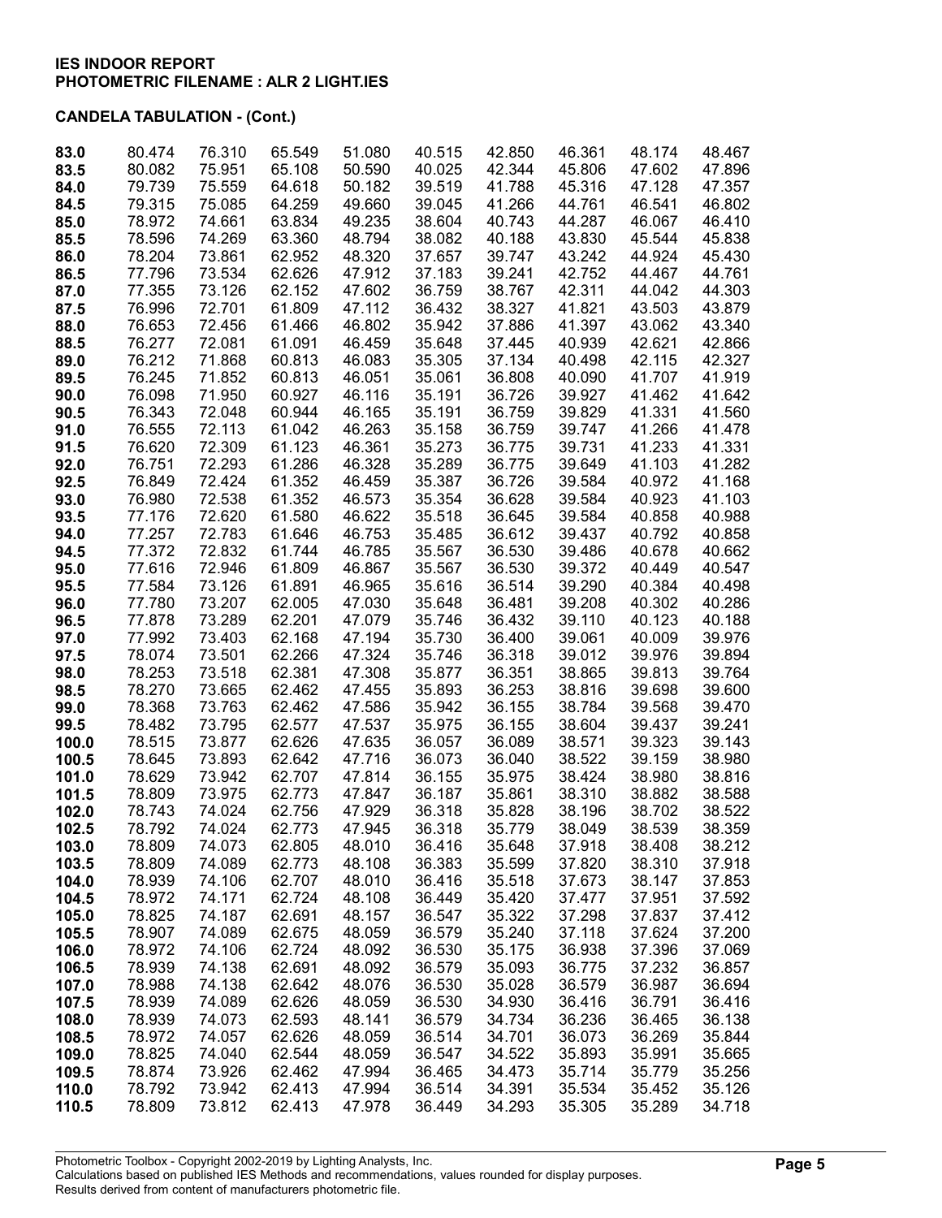**IES INDOOR REPORT**
**PHOTOMETRIC FILENAME : ALR 2 LIGHT.IES**

**CANDELA TABULATION - (Cont.)**

| | | | | | | | | | |
|---|---|---|---|---|---|---|---|---|---|
| **83.0** | 80.474 | 76.310 | 65.549 | 51.080 | 40.515 | 42.850 | 46.361 | 48.174 | 48.467 |
| **83.5** | 80.082 | 75.951 | 65.108 | 50.590 | 40.025 | 42.344 | 45.806 | 47.602 | 47.896 |
| **84.0** | 79.739 | 75.519 | 64.618 | 50.182 | 39.519 | 41.788 | 45.316 | 47.128 | 47.357 |
| **84.5** | 79.315 | 75.085 | 64.259 | 49.660 | 39.045 | 41.266 | 44.761 | 46.541 | 46.802 |
| **85.0** | 78.972 | 74.661 | 63.834 | 49.235 | 38.604 | 40.743 | 44.287 | 46.067 | 46.410 |
| **85.5** | 78.596 | 74.269 | 63.360 | 48.794 | 38.082 | 40.188 | 43.830 | 45.544 | 45.838 |
| **86.0** | 78.204 | 73.861 | 62.952 | 48.320 | 37.657 | 39.747 | 43.242 | 44.924 | 45.430 |
| **86.5** | 77.796 | 73.534 | 62.626 | 47.912 | 37.183 | 39.241 | 42.752 | 44.467 | 44.761 |
| **87.0** | 77.355 | 73.126 | 62.152 | 47.602 | 36.759 | 38.767 | 42.311 | 44.042 | 44.303 |
| **87.5** | 76.996 | 72.701 | 61.809 | 47.112 | 36.432 | 38.327 | 41.821 | 43.503 | 43.879 |
| **88.0** | 76.653 | 72.456 | 61.466 | 46.802 | 35.942 | 37.886 | 41.397 | 43.062 | 43.340 |
| **88.5** | 76.277 | 72.081 | 61.091 | 46.459 | 35.648 | 37.445 | 40.939 | 42.621 | 42.866 |
| **89.0** | 76.212 | 71.868 | 60.813 | 46.083 | 35.305 | 37.134 | 40.498 | 42.115 | 42.327 |
| **89.5** | 76.245 | 71.852 | 60.813 | 46.051 | 35.061 | 36.808 | 40.090 | 41.707 | 41.919 |
| **90.0** | 76.098 | 71.950 | 60.927 | 46.116 | 35.191 | 36.726 | 39.927 | 41.462 | 41.642 |
| **90.5** | 76.343 | 72.048 | 60.944 | 46.165 | 35.191 | 36.759 | 39.829 | 41.331 | 41.560 |
| **91.0** | 76.555 | 72.113 | 61.042 | 46.263 | 35.158 | 36.759 | 39.747 | 41.266 | 41.478 |
| **91.5** | 76.620 | 72.309 | 61.123 | 46.361 | 35.273 | 36.775 | 39.731 | 41.233 | 41.331 |
| **92.0** | 76.751 | 72.293 | 61.286 | 46.328 | 35.289 | 36.775 | 39.649 | 41.103 | 41.282 |
| **92.5** | 76.849 | 72.424 | 61.352 | 46.459 | 35.387 | 36.726 | 39.584 | 40.972 | 41.168 |
| **93.0** | 76.980 | 72.538 | 61.352 | 46.573 | 35.354 | 36.628 | 39.584 | 40.923 | 41.103 |
| **93.5** | 77.176 | 72.620 | 61.580 | 46.622 | 35.518 | 36.645 | 39.584 | 40.858 | 40.988 |
| **94.0** | 77.257 | 72.783 | 61.646 | 46.753 | 35.485 | 36.612 | 39.437 | 40.792 | 40.858 |
| **94.5** | 77.372 | 72.832 | 61.744 | 46.785 | 35.567 | 36.530 | 39.486 | 40.678 | 40.662 |
| **95.0** | 77.616 | 72.946 | 61.809 | 46.867 | 35.567 | 36.530 | 39.372 | 40.449 | 40.547 |
| **95.5** | 77.584 | 73.126 | 61.891 | 46.965 | 35.616 | 36.514 | 39.290 | 40.384 | 40.498 |
| **96.0** | 77.780 | 73.207 | 62.005 | 47.030 | 35.648 | 36.481 | 39.208 | 40.302 | 40.286 |
| **96.5** | 77.878 | 73.289 | 62.201 | 47.079 | 35.746 | 36.432 | 39.110 | 40.123 | 40.188 |
| **97.0** | 77.992 | 73.403 | 62.168 | 47.194 | 35.730 | 36.400 | 39.061 | 40.009 | 39.976 |
| **97.5** | 78.074 | 73.501 | 62.266 | 47.324 | 35.746 | 36.318 | 39.012 | 39.976 | 39.894 |
| **98.0** | 78.253 | 73.518 | 62.381 | 47.308 | 35.877 | 36.351 | 38.865 | 39.813 | 39.764 |
| **98.5** | 78.270 | 73.665 | 62.462 | 47.455 | 35.893 | 36.253 | 38.816 | 39.698 | 39.600 |
| **99.0** | 78.368 | 73.763 | 62.462 | 47.586 | 35.942 | 36.155 | 38.784 | 39.568 | 39.470 |
| **99.5** | 78.482 | 73.795 | 62.577 | 47.537 | 35.975 | 36.155 | 38.604 | 39.437 | 39.241 |
| **100.0** | 78.515 | 73.877 | 62.626 | 47.635 | 36.057 | 36.089 | 38.571 | 39.323 | 39.143 |
| **100.5** | 78.645 | 73.893 | 62.642 | 47.716 | 36.073 | 36.040 | 38.522 | 39.159 | 38.980 |
| **101.0** | 78.629 | 73.942 | 62.707 | 47.814 | 36.155 | 35.975 | 38.424 | 38.980 | 38.816 |
| **101.5** | 78.809 | 73.975 | 62.773 | 47.847 | 36.187 | 35.861 | 38.310 | 38.882 | 38.588 |
| **102.0** | 78.743 | 74.024 | 62.756 | 47.929 | 36.318 | 35.828 | 38.196 | 38.702 | 38.522 |
| **102.5** | 78.792 | 74.024 | 62.773 | 47.945 | 36.318 | 35.779 | 38.049 | 38.539 | 38.359 |
| **103.0** | 78.809 | 74.073 | 62.805 | 48.010 | 36.416 | 35.648 | 37.918 | 38.408 | 38.212 |
| **103.5** | 78.809 | 74.089 | 62.773 | 48.108 | 36.383 | 35.599 | 37.820 | 38.310 | 37.918 |
| **104.0** | 78.939 | 74.106 | 62.707 | 48.010 | 36.416 | 35.518 | 37.673 | 38.147 | 37.853 |
| **104.5** | 78.972 | 74.171 | 62.724 | 48.108 | 36.449 | 35.420 | 37.477 | 37.951 | 37.592 |
| **105.0** | 78.825 | 74.187 | 62.691 | 48.157 | 36.547 | 35.322 | 37.298 | 37.837 | 37.412 |
| **105.5** | 78.907 | 74.089 | 62.675 | 48.059 | 36.579 | 35.240 | 37.118 | 37.624 | 37.200 |
| **106.0** | 78.972 | 74.106 | 62.724 | 48.092 | 36.530 | 35.175 | 36.938 | 37.396 | 37.069 |
| **106.5** | 78.939 | 74.138 | 62.691 | 48.092 | 36.579 | 35.093 | 36.775 | 37.232 | 36.857 |
| **107.0** | 78.988 | 74.138 | 62.642 | 48.076 | 36.530 | 35.028 | 36.579 | 36.987 | 36.694 |
| **107.5** | 78.939 | 74.089 | 62.626 | 48.059 | 36.530 | 34.930 | 36.416 | 36.791 | 36.416 |
| **108.0** | 78.939 | 74.073 | 62.593 | 48.141 | 36.579 | 34.734 | 36.236 | 36.465 | 36.138 |
| **108.5** | 78.972 | 74.057 | 62.626 | 48.059 | 36.514 | 34.701 | 36.073 | 36.269 | 35.844 |
| **109.0** | 78.825 | 74.040 | 62.544 | 48.059 | 36.547 | 34.522 | 35.893 | 35.991 | 35.665 |
| **109.5** | 78.874 | 73.926 | 62.462 | 47.994 | 36.465 | 34.473 | 35.714 | 35.779 | 35.256 |
| **110.0** | 78.792 | 73.942 | 62.413 | 47.994 | 36.514 | 34.391 | 35.534 | 35.452 | 35.126 |
| **110.5** | 78.809 | 73.812 | 62.413 | 47.978 | 36.449 | 34.293 | 35.305 | 35.289 | 34.718 |

Photometric Toolbox - Copyright 2002-2019 by Lighting Analysts, Inc.
Calculations based on published IES Methods and recommendations, values rounded for display purposes.
Results derived from content of manufacturers photometric file.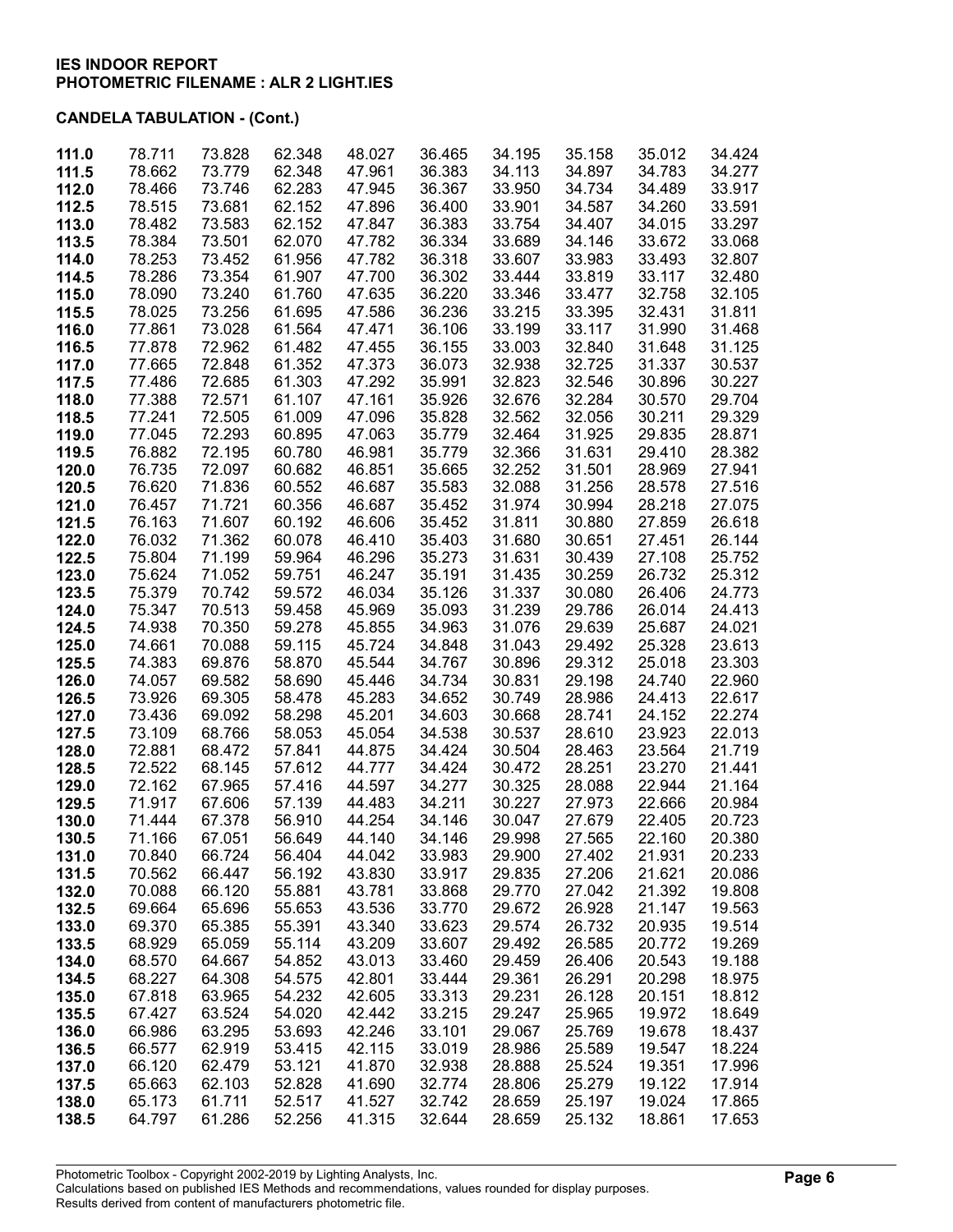**IES INDOOR REPORT**
**PHOTOMETRIC FILENAME : ALR 2 LIGHT.IES**

**CANDELA TABULATION - (Cont.)**

| | | | | | | | | | |
|---|---|---|---|---|---|---|---|---|---|
| **111.0** | 78.711 | 73.828 | 62.348 | 48.027 | 36.465 | 34.195 | 35.158 | 35.012 | 34.424 |
| **111.5** | 78.662 | 73.779 | 62.348 | 47.961 | 36.383 | 34.113 | 34.897 | 34.783 | 34.277 |
| **112.0** | 78.466 | 73.746 | 62.283 | 47.945 | 36.367 | 33.950 | 34.734 | 34.489 | 33.917 |
| **112.5** | 78.515 | 73.681 | 62.152 | 47.896 | 36.400 | 33.901 | 34.587 | 34.260 | 33.591 |
| **113.0** | 78.482 | 73.583 | 62.152 | 47.847 | 36.383 | 33.754 | 34.407 | 34.015 | 33.297 |
| **113.5** | 78.384 | 73.501 | 62.070 | 47.782 | 36.334 | 33.689 | 34.146 | 33.672 | 33.068 |
| **114.0** | 78.253 | 73.452 | 61.956 | 47.782 | 36.318 | 33.607 | 33.983 | 33.493 | 32.807 |
| **114.5** | 78.286 | 73.354 | 61.907 | 47.700 | 36.302 | 33.444 | 33.819 | 33.117 | 32.480 |
| **115.0** | 78.090 | 73.240 | 61.760 | 47.635 | 36.220 | 33.346 | 33.477 | 32.758 | 32.105 |
| **115.5** | 78.025 | 73.256 | 61.695 | 47.586 | 36.236 | 33.215 | 33.395 | 32.431 | 31.811 |
| **116.0** | 77.861 | 73.028 | 61.564 | 47.471 | 36.106 | 33.199 | 33.117 | 31.990 | 31.468 |
| **116.5** | 77.878 | 72.962 | 61.482 | 47.455 | 36.155 | 33.003 | 32.840 | 31.648 | 31.125 |
| **117.0** | 77.665 | 72.848 | 61.352 | 47.373 | 36.073 | 32.938 | 32.725 | 31.337 | 30.537 |
| **117.5** | 77.486 | 72.685 | 61.303 | 47.292 | 35.991 | 32.823 | 32.546 | 30.896 | 30.227 |
| **118.0** | 77.388 | 72.571 | 61.107 | 47.161 | 35.926 | 32.676 | 32.284 | 30.570 | 29.704 |
| **118.5** | 77.241 | 72.505 | 61.009 | 47.096 | 35.828 | 32.562 | 32.056 | 30.211 | 29.329 |
| **119.0** | 77.045 | 72.293 | 60.895 | 47.063 | 35.779 | 32.464 | 31.925 | 29.835 | 28.871 |
| **119.5** | 76.882 | 72.195 | 60.780 | 46.981 | 35.779 | 32.366 | 31.631 | 29.410 | 28.382 |
| **120.0** | 76.735 | 72.097 | 60.682 | 46.851 | 35.665 | 32.252 | 31.501 | 28.969 | 27.941 |
| **120.5** | 76.620 | 71.836 | 60.552 | 46.687 | 35.583 | 32.088 | 31.256 | 28.578 | 27.516 |
| **121.0** | 76.457 | 71.721 | 60.356 | 46.687 | 35.452 | 31.974 | 30.994 | 28.218 | 27.075 |
| **121.5** | 76.163 | 71.607 | 60.192 | 46.606 | 35.452 | 31.811 | 30.880 | 27.859 | 26.618 |
| **122.0** | 76.032 | 71.362 | 60.078 | 46.410 | 35.403 | 31.680 | 30.651 | 27.451 | 26.144 |
| **122.5** | 75.804 | 71.199 | 59.964 | 46.296 | 35.273 | 31.631 | 30.439 | 27.108 | 25.752 |
| **123.0** | 75.624 | 71.052 | 59.751 | 46.247 | 35.191 | 31.435 | 30.259 | 26.732 | 25.312 |
| **123.5** | 75.379 | 70.742 | 59.572 | 46.034 | 35.126 | 31.337 | 30.080 | 26.406 | 24.773 |
| **124.0** | 75.347 | 70.513 | 59.458 | 45.969 | 35.093 | 31.239 | 29.786 | 26.014 | 24.413 |
| **124.5** | 74.938 | 70.350 | 59.278 | 45.855 | 34.963 | 31.076 | 29.639 | 25.687 | 24.021 |
| **125.0** | 74.661 | 70.088 | 59.115 | 45.724 | 34.848 | 31.043 | 29.492 | 25.328 | 23.613 |
| **125.5** | 74.383 | 69.876 | 58.870 | 45.544 | 34.767 | 30.896 | 29.312 | 25.018 | 23.303 |
| **126.0** | 74.057 | 69.582 | 58.690 | 45.446 | 34.734 | 30.831 | 29.198 | 24.740 | 22.960 |
| **126.5** | 73.926 | 69.305 | 58.478 | 45.283 | 34.652 | 30.749 | 28.986 | 24.413 | 22.617 |
| **127.0** | 73.436 | 69.092 | 58.298 | 45.201 | 34.603 | 30.668 | 28.741 | 24.152 | 22.274 |
| **127.5** | 73.109 | 68.766 | 58.053 | 45.054 | 34.538 | 30.537 | 28.610 | 23.923 | 22.013 |
| **128.0** | 72.881 | 68.472 | 57.841 | 44.875 | 34.424 | 30.504 | 28.463 | 23.564 | 21.719 |
| **128.5** | 72.522 | 68.145 | 57.612 | 44.777 | 34.424 | 30.472 | 28.251 | 23.270 | 21.441 |
| **129.0** | 72.162 | 67.965 | 57.416 | 44.597 | 34.277 | 30.325 | 28.088 | 22.944 | 21.164 |
| **129.5** | 71.917 | 67.606 | 57.139 | 44.483 | 34.211 | 30.227 | 27.973 | 22.666 | 20.984 |
| **130.0** | 71.444 | 67.378 | 56.910 | 44.254 | 34.146 | 30.047 | 27.679 | 22.405 | 20.723 |
| **130.5** | 71.166 | 67.051 | 56.649 | 44.140 | 34.146 | 29.998 | 27.565 | 22.160 | 20.380 |
| **131.0** | 70.840 | 66.724 | 56.404 | 44.042 | 33.983 | 29.900 | 27.402 | 21.931 | 20.233 |
| **131.5** | 70.562 | 66.447 | 56.192 | 43.830 | 33.917 | 29.835 | 27.206 | 21.621 | 20.086 |
| **132.0** | 70.088 | 66.120 | 55.881 | 43.781 | 33.868 | 29.770 | 27.042 | 21.392 | 19.808 |
| **132.5** | 69.664 | 65.696 | 55.653 | 43.536 | 33.770 | 29.672 | 26.928 | 21.147 | 19.563 |
| **133.0** | 69.370 | 65.385 | 55.391 | 43.340 | 33.623 | 29.574 | 26.732 | 20.935 | 19.514 |
| **133.5** | 68.929 | 65.059 | 55.114 | 43.209 | 33.607 | 29.492 | 26.585 | 20.772 | 19.269 |
| **134.0** | 68.570 | 64.667 | 54.852 | 43.013 | 33.460 | 29.459 | 26.406 | 20.543 | 19.188 |
| **134.5** | 68.227 | 64.308 | 54.575 | 42.801 | 33.444 | 29.361 | 26.291 | 20.298 | 18.975 |
| **135.0** | 67.818 | 63.965 | 54.232 | 42.605 | 33.313 | 29.231 | 26.128 | 20.151 | 18.812 |
| **135.5** | 67.427 | 63.524 | 54.020 | 42.442 | 33.215 | 29.247 | 25.965 | 19.972 | 18.649 |
| **136.0** | 66.986 | 63.295 | 53.693 | 42.246 | 33.101 | 29.067 | 25.769 | 19.678 | 18.437 |
| **136.5** | 66.577 | 62.919 | 53.415 | 42.115 | 33.019 | 28.986 | 25.589 | 19.547 | 18.224 |
| **137.0** | 66.120 | 62.479 | 53.121 | 41.870 | 32.938 | 28.888 | 25.524 | 19.351 | 17.996 |
| **137.5** | 65.663 | 62.103 | 52.828 | 41.690 | 32.774 | 28.806 | 25.279 | 19.122 | 17.914 |
| **138.0** | 65.173 | 61.711 | 52.517 | 41.527 | 32.742 | 28.659 | 25.197 | 19.024 | 17.865 |
| **138.5** | 64.797 | 61.286 | 52.256 | 41.315 | 32.644 | 28.659 | 25.132 | 18.861 | 17.653 |

Photometric Toolbox - Copyright 2002-2019 by Lighting Analysts, Inc.
Calculations based on published IES Methods and recommendations, values rounded for display purposes.
Results derived from content of manufacturers photometric file.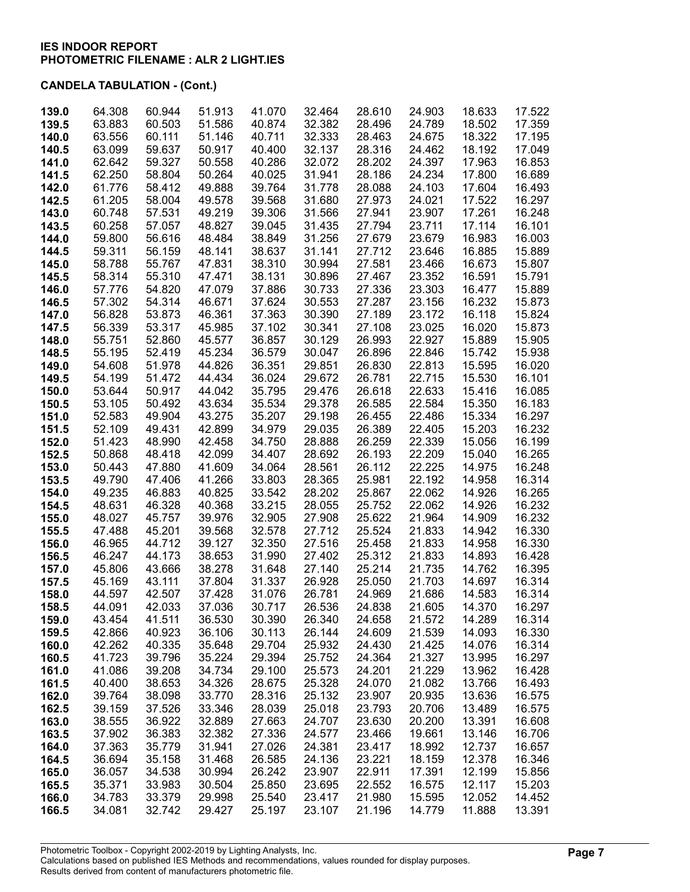**IES INDOOR REPORT**
**PHOTOMETRIC FILENAME : ALR 2 LIGHT.IES**

**CANDELA TABULATION - (Cont.)**

| | | | | | | | | | |
|---|---|---|---|---|---|---|---|---|---|
| **139.0** | 64.308 | 60.944 | 51.913 | 41.070 | 32.464 | 28.610 | 24.903 | 18.633 | 17.522 |
| **139.5** | 63.883 | 60.503 | 51.586 | 40.874 | 32.382 | 28.496 | 24.789 | 18.502 | 17.359 |
| **140.0** | 63.556 | 60.111 | 51.146 | 40.711 | 32.333 | 28.463 | 24.675 | 18.322 | 17.195 |
| **140.5** | 63.099 | 59.637 | 50.917 | 40.400 | 32.137 | 28.316 | 24.462 | 18.192 | 17.049 |
| **141.0** | 62.642 | 59.327 | 50.558 | 40.286 | 32.072 | 28.202 | 24.397 | 17.963 | 16.853 |
| **141.5** | 62.250 | 58.804 | 50.264 | 40.025 | 31.941 | 28.186 | 24.234 | 17.800 | 16.689 |
| **142.0** | 61.776 | 58.412 | 49.888 | 39.764 | 31.778 | 28.088 | 24.103 | 17.604 | 16.493 |
| **142.5** | 61.205 | 58.004 | 49.578 | 39.568 | 31.680 | 27.973 | 24.021 | 17.522 | 16.297 |
| **143.0** | 60.748 | 57.531 | 49.219 | 39.306 | 31.566 | 27.941 | 23.907 | 17.261 | 16.248 |
| **143.5** | 60.258 | 57.057 | 48.827 | 39.045 | 31.435 | 27.794 | 23.711 | 17.114 | 16.101 |
| **144.0** | 59.800 | 56.616 | 48.484 | 38.849 | 31.256 | 27.679 | 23.679 | 16.983 | 16.003 |
| **144.5** | 59.311 | 56.159 | 48.141 | 38.637 | 31.141 | 27.712 | 23.646 | 16.885 | 15.889 |
| **145.0** | 58.788 | 55.767 | 47.831 | 38.310 | 30.994 | 27.581 | 23.466 | 16.673 | 15.807 |
| **145.5** | 58.314 | 55.310 | 47.471 | 38.131 | 30.896 | 27.467 | 23.352 | 16.591 | 15.791 |
| **146.0** | 57.776 | 54.820 | 47.079 | 37.886 | 30.733 | 27.336 | 23.303 | 16.477 | 15.889 |
| **146.5** | 57.302 | 54.314 | 46.671 | 37.624 | 30.553 | 27.287 | 23.156 | 16.232 | 15.873 |
| **147.0** | 56.828 | 53.873 | 46.361 | 37.363 | 30.390 | 27.189 | 23.172 | 16.118 | 15.824 |
| **147.5** | 56.339 | 53.317 | 45.985 | 37.102 | 30.341 | 27.108 | 23.025 | 16.020 | 15.873 |
| **148.0** | 55.751 | 52.860 | 45.577 | 36.857 | 30.129 | 26.993 | 22.927 | 15.889 | 15.905 |
| **148.5** | 55.195 | 52.419 | 45.234 | 36.579 | 30.047 | 26.896 | 22.846 | 15.742 | 15.938 |
| **149.0** | 54.608 | 51.978 | 44.826 | 36.351 | 29.851 | 26.830 | 22.813 | 15.595 | 16.020 |
| **149.5** | 54.199 | 51.472 | 44.434 | 36.024 | 29.672 | 26.781 | 22.715 | 15.530 | 16.101 |
| **150.0** | 53.644 | 50.917 | 44.042 | 35.795 | 29.476 | 26.618 | 22.633 | 15.416 | 16.085 |
| **150.5** | 53.105 | 50.492 | 43.634 | 35.534 | 29.378 | 26.585 | 22.584 | 15.350 | 16.183 |
| **151.0** | 52.583 | 49.904 | 43.275 | 35.207 | 29.198 | 26.455 | 22.486 | 15.334 | 16.297 |
| **151.5** | 52.109 | 49.431 | 42.899 | 34.979 | 29.035 | 26.389 | 22.405 | 15.203 | 16.232 |
| **152.0** | 51.423 | 48.990 | 42.458 | 34.750 | 28.888 | 26.259 | 22.339 | 15.056 | 16.199 |
| **152.5** | 50.868 | 48.418 | 42.099 | 34.407 | 28.692 | 26.193 | 22.209 | 15.040 | 16.265 |
| **153.0** | 50.443 | 47.880 | 41.609 | 34.064 | 28.561 | 26.112 | 22.225 | 14.975 | 16.248 |
| **153.5** | 49.790 | 47.406 | 41.266 | 33.803 | 28.365 | 25.981 | 22.192 | 14.958 | 16.314 |
| **154.0** | 49.235 | 46.883 | 40.825 | 33.542 | 28.202 | 25.867 | 22.062 | 14.926 | 16.265 |
| **154.5** | 48.631 | 46.328 | 40.368 | 33.215 | 28.055 | 25.752 | 22.062 | 14.926 | 16.232 |
| **155.0** | 48.027 | 45.757 | 39.976 | 32.905 | 27.908 | 25.622 | 21.964 | 14.909 | 16.232 |
| **155.5** | 47.488 | 45.201 | 39.568 | 32.578 | 27.712 | 25.524 | 21.833 | 14.942 | 16.330 |
| **156.0** | 46.965 | 44.712 | 39.127 | 32.350 | 27.516 | 25.458 | 21.833 | 14.958 | 16.330 |
| **156.5** | 46.247 | 44.173 | 38.653 | 31.990 | 27.402 | 25.312 | 21.833 | 14.893 | 16.428 |
| **157.0** | 45.806 | 43.666 | 38.278 | 31.648 | 27.140 | 25.214 | 21.735 | 14.762 | 16.395 |
| **157.5** | 45.169 | 43.111 | 37.804 | 31.337 | 26.928 | 25.050 | 21.703 | 14.697 | 16.314 |
| **158.0** | 44.597 | 42.507 | 37.428 | 31.076 | 26.781 | 24.969 | 21.686 | 14.583 | 16.314 |
| **158.5** | 44.091 | 42.033 | 37.036 | 30.717 | 26.536 | 24.838 | 21.605 | 14.370 | 16.297 |
| **159.0** | 43.454 | 41.511 | 36.530 | 30.390 | 26.340 | 24.658 | 21.572 | 14.289 | 16.314 |
| **159.5** | 42.866 | 40.923 | 36.106 | 30.113 | 26.144 | 24.609 | 21.539 | 14.093 | 16.330 |
| **160.0** | 42.262 | 40.335 | 35.648 | 29.704 | 25.932 | 24.430 | 21.425 | 14.076 | 16.314 |
| **160.5** | 41.723 | 39.796 | 35.224 | 29.394 | 25.752 | 24.364 | 21.327 | 13.995 | 16.297 |
| **161.0** | 41.086 | 39.208 | 34.734 | 29.100 | 25.573 | 24.201 | 21.229 | 13.962 | 16.428 |
| **161.5** | 40.400 | 38.653 | 34.326 | 28.675 | 25.328 | 24.070 | 21.082 | 13.766 | 16.493 |
| **162.0** | 39.764 | 38.098 | 33.770 | 28.316 | 25.132 | 23.907 | 20.935 | 13.636 | 16.575 |
| **162.5** | 39.159 | 37.526 | 33.346 | 28.039 | 25.018 | 23.793 | 20.706 | 13.489 | 16.575 |
| **163.0** | 38.555 | 36.922 | 32.889 | 27.663 | 24.707 | 23.630 | 20.200 | 13.391 | 16.608 |
| **163.5** | 37.902 | 36.383 | 32.382 | 27.336 | 24.577 | 23.466 | 19.661 | 13.146 | 16.706 |
| **164.0** | 37.363 | 35.779 | 31.941 | 27.026 | 24.381 | 23.417 | 18.992 | 12.737 | 16.657 |
| **164.5** | 36.694 | 35.158 | 31.468 | 26.585 | 24.136 | 23.221 | 18.159 | 12.378 | 16.346 |
| **165.0** | 36.057 | 34.538 | 30.994 | 26.242 | 23.907 | 22.911 | 17.391 | 12.199 | 15.856 |
| **165.5** | 35.371 | 33.983 | 30.504 | 25.850 | 23.695 | 22.552 | 16.575 | 12.117 | 15.203 |
| **166.0** | 34.783 | 33.379 | 29.998 | 25.540 | 23.417 | 21.980 | 15.595 | 12.052 | 14.452 |
| **166.5** | 34.081 | 32.742 | 29.427 | 25.197 | 23.107 | 21.196 | 14.779 | 11.888 | 13.391 |

Photometric Toolbox - Copyright 2002-2019 by Lighting Analysts, Inc.
Calculations based on published IES Methods and recommendations, values rounded for display purposes.
Results derived from content of manufacturers photometric file.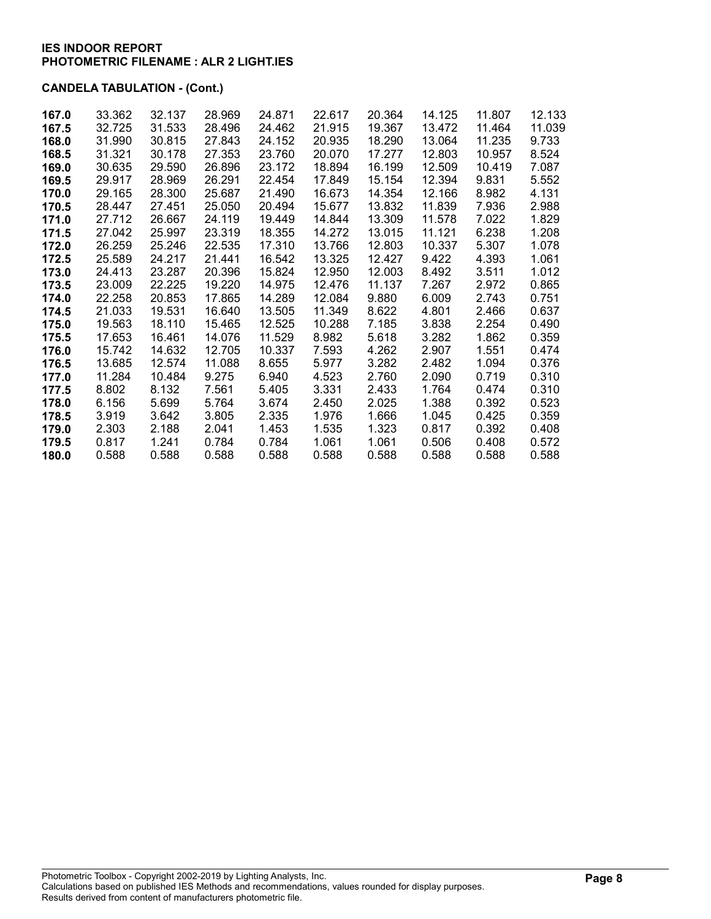**IES INDOOR REPORT**
**PHOTOMETRIC FILENAME : ALR 2 LIGHT.IES**

**CANDELA TABULATION - (Cont.)**

| | | | | | | | | | |
|---|---|---|---|---|---|---|---|---|---|
| **167.0** | 33.362 | 32.137 | 28.969 | 24.871 | 22.617 | 20.364 | 14.125 | 11.807 | 12.133 |
| **167.5** | 32.725 | 31.533 | 28.496 | 24.462 | 21.915 | 19.367 | 13.472 | 11.464 | 11.039 |
| **168.0** | 31.990 | 30.815 | 27.843 | 24.152 | 20.935 | 18.290 | 13.064 | 11.235 | 9.733 |
| **168.5** | 31.321 | 30.178 | 27.353 | 23.760 | 20.070 | 17.277 | 12.803 | 10.957 | 8.524 |
| **169.0** | 30.635 | 29.590 | 26.896 | 23.172 | 18.894 | 16.199 | 12.509 | 10.419 | 7.087 |
| **169.5** | 29.917 | 28.969 | 26.291 | 22.454 | 17.849 | 15.154 | 12.394 | 9.831 | 5.552 |
| **170.0** | 29.165 | 28.300 | 25.687 | 21.490 | 16.673 | 14.354 | 12.166 | 8.982 | 4.131 |
| **170.5** | 28.447 | 27.451 | 25.050 | 20.494 | 15.677 | 13.832 | 11.839 | 7.936 | 2.988 |
| **171.0** | 27.712 | 26.667 | 24.119 | 19.449 | 14.844 | 13.309 | 11.578 | 7.022 | 1.829 |
| **171.5** | 27.042 | 25.997 | 23.319 | 18.355 | 14.272 | 13.015 | 11.121 | 6.238 | 1.208 |
| **172.0** | 26.259 | 25.246 | 22.535 | 17.310 | 13.766 | 12.803 | 10.337 | 5.307 | 1.078 |
| **172.5** | 25.589 | 24.217 | 21.441 | 16.542 | 13.325 | 12.427 | 9.422 | 4.393 | 1.061 |
| **173.0** | 24.413 | 23.287 | 20.396 | 15.824 | 12.950 | 12.003 | 8.492 | 3.511 | 1.012 |
| **173.5** | 23.009 | 22.225 | 19.220 | 14.975 | 12.476 | 11.137 | 7.267 | 2.972 | 0.865 |
| **174.0** | 22.258 | 20.853 | 17.865 | 14.289 | 12.084 | 9.880 | 6.009 | 2.743 | 0.751 |
| **174.5** | 21.033 | 19.531 | 16.640 | 13.505 | 11.349 | 8.622 | 4.801 | 2.466 | 0.637 |
| **175.0** | 19.563 | 18.110 | 15.465 | 12.525 | 10.288 | 7.185 | 3.838 | 2.254 | 0.490 |
| **175.5** | 17.653 | 16.461 | 14.076 | 11.529 | 8.982 | 5.618 | 3.282 | 1.862 | 0.359 |
| **176.0** | 15.742 | 14.632 | 12.705 | 10.337 | 7.593 | 4.262 | 2.907 | 1.551 | 0.474 |
| **176.5** | 13.685 | 12.574 | 11.088 | 8.655 | 5.977 | 3.282 | 2.482 | 1.094 | 0.376 |
| **177.0** | 11.284 | 10.484 | 9.275 | 6.940 | 4.523 | 2.760 | 2.090 | 0.719 | 0.310 |
| **177.5** | 8.802 | 8.132 | 7.561 | 5.405 | 3.331 | 2.433 | 1.764 | 0.474 | 0.310 |
| **178.0** | 6.156 | 5.699 | 5.764 | 3.674 | 2.450 | 2.025 | 1.388 | 0.392 | 0.523 |
| **178.5** | 3.919 | 3.642 | 3.805 | 2.335 | 1.976 | 1.666 | 1.045 | 0.425 | 0.359 |
| **179.0** | 2.303 | 2.188 | 2.041 | 1.453 | 1.535 | 1.323 | 0.817 | 0.392 | 0.408 |
| **179.5** | 0.817 | 1.241 | 0.784 | 0.784 | 1.061 | 1.061 | 0.506 | 0.408 | 0.572 |
| **180.0** | 0.588 | 0.588 | 0.588 | 0.588 | 0.588 | 0.588 | 0.588 | 0.588 | 0.588 |

Photometric Toolbox - Copyright 2002-2019 by Lighting Analysts, Inc.
Calculations based on published IES Methods and recommendations, values rounded for display purposes.
Results derived from content of manufacturers photometric file.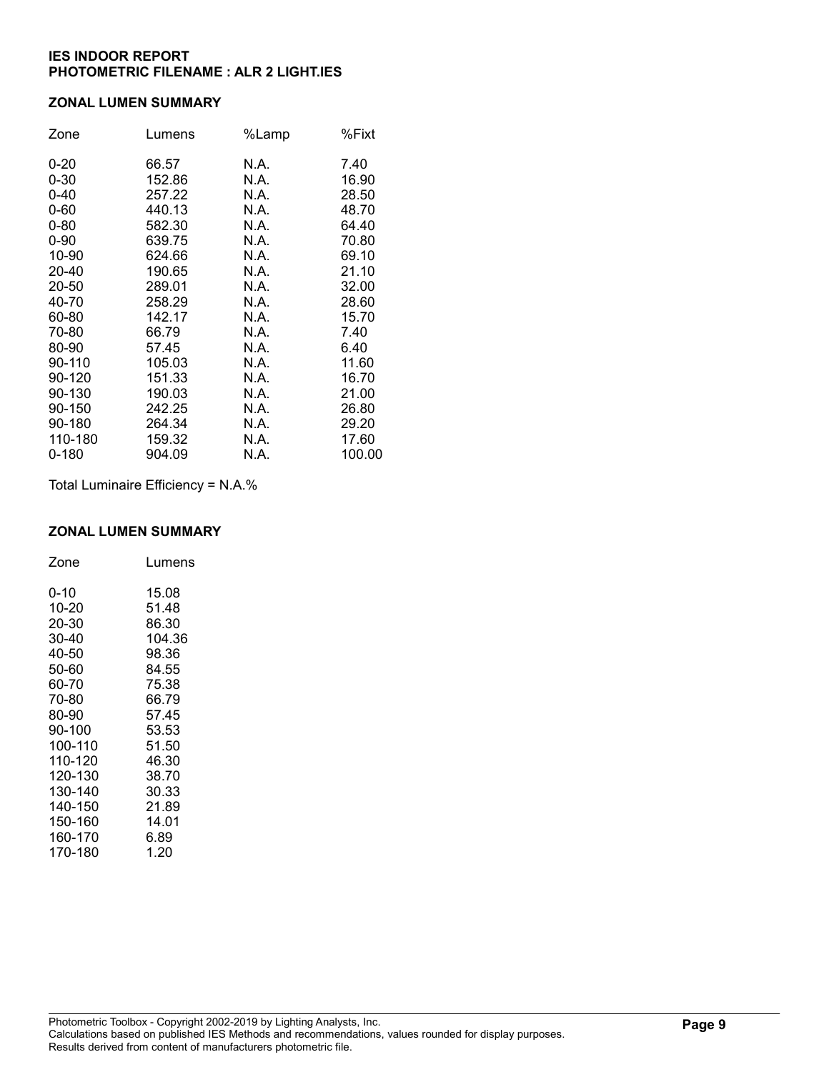**IES INDOOR REPORT**
**PHOTOMETRIC FILENAME : ALR 2 LIGHT.IES**

## ZONAL LUMEN SUMMARY

| Zone | Lumens | %Lamp | %Fixt |
|---|---|---|---|
| 0-20 | 66.57 | N.A. | 7.40 |
| 0-30 | 152.86 | N.A. | 16.90 |
| 0-40 | 257.22 | N.A. | 28.50 |
| 0-60 | 440.13 | N.A. | 48.70 |
| 0-80 | 582.30 | N.A. | 64.40 |
| 0-90 | 639.75 | N.A. | 70.80 |
| 10-90 | 624.66 | N.A. | 69.10 |
| 20-40 | 190.65 | N.A. | 21.10 |
| 20-50 | 289.01 | N.A. | 32.00 |
| 40-70 | 258.29 | N.A. | 28.60 |
| 60-80 | 142.17 | N.A. | 15.70 |
| 70-80 | 66.79 | N.A. | 7.40 |
| 80-90 | 57.45 | N.A. | 6.40 |
| 90-110 | 105.03 | N.A. | 11.60 |
| 90-120 | 151.33 | N.A. | 16.70 |
| 90-130 | 190.03 | N.A. | 21.00 |
| 90-150 | 242.25 | N.A. | 26.80 |
| 90-180 | 264.34 | N.A. | 29.20 |
| 110-180 | 159.32 | N.A. | 17.60 |
| 0-180 | 904.09 | N.A. | 100.00 |

Total Luminaire Efficiency = N.A.%

## ZONAL LUMEN SUMMARY

| Zone | Lumens |
|---|---|
| 0-10 | 15.08 |
| 10-20 | 51.48 |
| 20-30 | 86.30 |
| 30-40 | 104.36 |
| 40-50 | 98.36 |
| 50-60 | 84.55 |
| 60-70 | 75.38 |
| 70-80 | 66.79 |
| 80-90 | 57.45 |
| 90-100 | 53.53 |
| 100-110 | 51.50 |
| 110-120 | 46.30 |
| 120-130 | 38.70 |
| 130-140 | 30.33 |
| 140-150 | 21.89 |
| 150-160 | 14.01 |
| 160-170 | 6.89 |
| 170-180 | 1.20 |

Photometric Toolbox - Copyright 2002-2019 by Lighting Analysts, Inc.
Calculations based on published IES Methods and recommendations, values rounded for display purposes.
Results derived from content of manufacturers photometric file.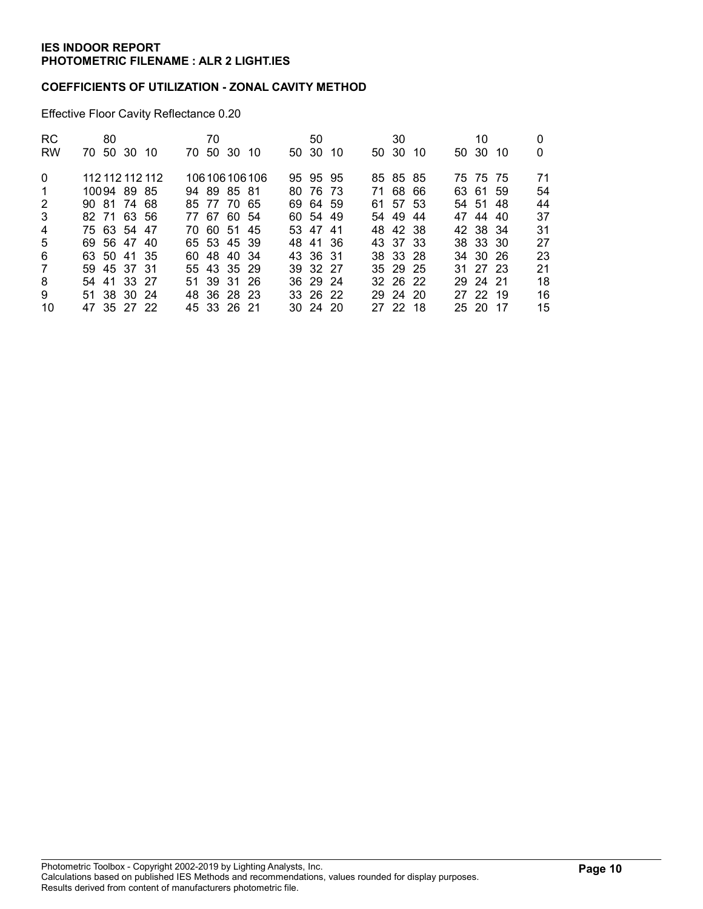**IES INDOOR REPORT**
**PHOTOMETRIC FILENAME : ALR 2 LIGHT.IES**

**COEFFICIENTS OF UTILIZATION - ZONAL CAVITY METHOD**

Effective Floor Cavity Reflectance 0.20

| RC | 80 | | | | 70 | | | | 50 | | | 30 | | | 10 | | | 0 |
|---|---|---|---|---|---|---|---|---|---|---|---|---|---|---|---|---|---|---|
| RW | 70 | 50 | 30 | 10 | 70 | 50 | 30 | 10 | 50 | 30 | 10 | 50 | 30 | 10 | 50 | 30 | 10 | 0 |
| 0 | 112 | 112 | 112 | 112 | 106 | 106 | 106 | 106 | 95 | 95 | 95 | 85 | 85 | 85 | 75 | 75 | 75 | 71 |
| 1 | 100 | 94 | 89 | 85 | 94 | 89 | 85 | 81 | 80 | 76 | 73 | 71 | 68 | 66 | 63 | 61 | 59 | 54 |
| 2 | 90 | 81 | 74 | 68 | 85 | 77 | 70 | 65 | 69 | 64 | 59 | 61 | 57 | 53 | 54 | 51 | 48 | 44 |
| 3 | 82 | 71 | 63 | 56 | 77 | 67 | 60 | 54 | 60 | 54 | 49 | 54 | 49 | 44 | 47 | 44 | 40 | 37 |
| 4 | 75 | 63 | 54 | 47 | 70 | 60 | 51 | 45 | 53 | 47 | 41 | 48 | 42 | 38 | 42 | 38 | 34 | 31 |
| 5 | 69 | 56 | 47 | 40 | 65 | 53 | 45 | 39 | 48 | 41 | 36 | 43 | 37 | 33 | 38 | 33 | 30 | 27 |
| 6 | 63 | 50 | 41 | 35 | 60 | 48 | 40 | 34 | 43 | 36 | 31 | 38 | 33 | 28 | 34 | 30 | 26 | 23 |
| 7 | 59 | 45 | 37 | 31 | 55 | 43 | 35 | 29 | 39 | 32 | 27 | 35 | 29 | 25 | 31 | 27 | 23 | 21 |
| 8 | 54 | 41 | 33 | 27 | 51 | 39 | 31 | 26 | 36 | 29 | 24 | 32 | 26 | 22 | 29 | 24 | 21 | 18 |
| 9 | 51 | 38 | 30 | 24 | 48 | 36 | 28 | 23 | 33 | 26 | 22 | 29 | 24 | 20 | 27 | 22 | 19 | 16 |
| 10 | 47 | 35 | 27 | 22 | 45 | 33 | 26 | 21 | 30 | 24 | 20 | 27 | 22 | 18 | 25 | 20 | 17 | 15 |

Photometric Toolbox - Copyright 2002-2019 by Lighting Analysts, Inc.
Calculations based on published IES Methods and recommendations, values rounded for display purposes.
Results derived from content of manufacturers photometric file.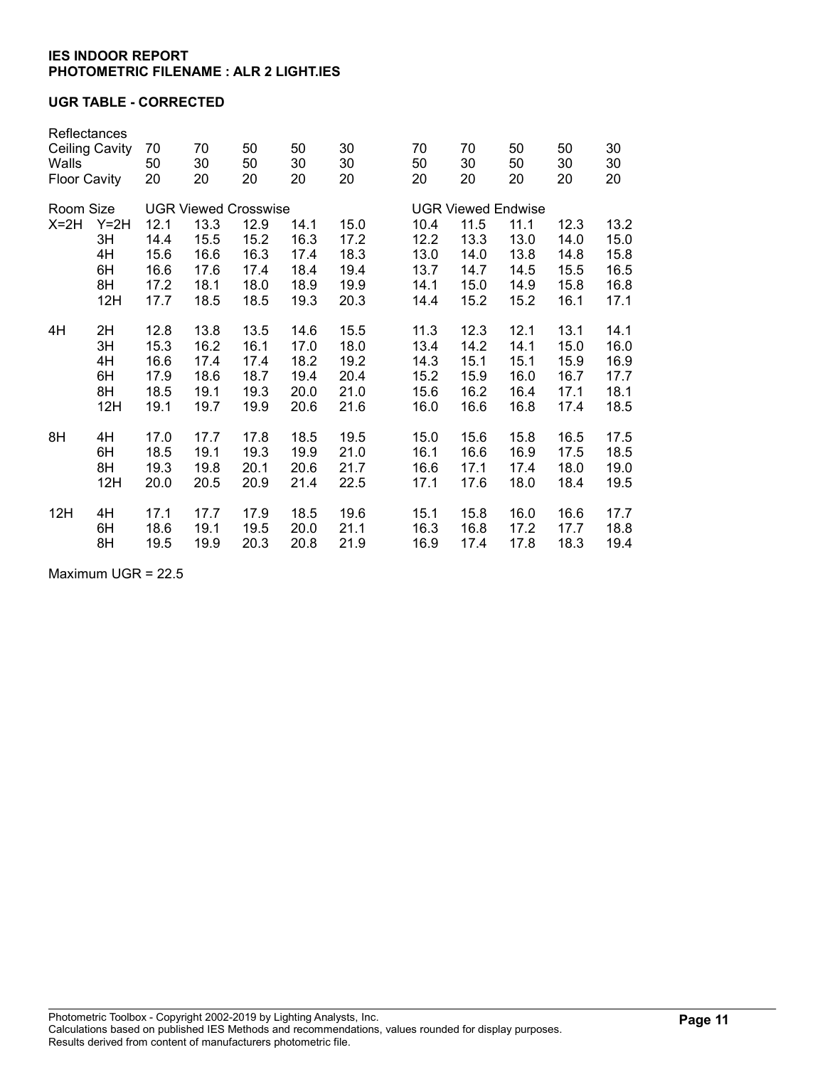**IES INDOOR REPORT**
**PHOTOMETRIC FILENAME : ALR 2 LIGHT.IES**

**UGR TABLE - CORRECTED**

| Reflectances | | | | | | | | | | | |
|---|---|---|---|---|---|---|---|---|---|---|---|
| Ceiling Cavity | | 70 | 70 | 50 | 50 | 30 | 70 | 70 | 50 | 50 | 30 |
| Walls | | 50 | 30 | 50 | 30 | 30 | 50 | 30 | 50 | 30 | 30 |
| Floor Cavity | | 20 | 20 | 20 | 20 | 20 | 20 | 20 | 20 | 20 | 20 |
| Room Size | | UGR Viewed Crosswise | | | | | UGR Viewed Endwise | | | | |
| X=2H | Y=2H | 12.1 | 13.3 | 12.9 | 14.1 | 15.0 | 10.4 | 11.5 | 11.1 | 12.3 | 13.2 |
| | 3H | 14.4 | 15.5 | 15.2 | 16.3 | 17.2 | 12.2 | 13.3 | 13.0 | 14.0 | 15.0 |
| | 4H | 15.6 | 16.6 | 16.3 | 17.4 | 18.3 | 13.0 | 14.0 | 13.8 | 14.8 | 15.8 |
| | 6H | 16.6 | 17.6 | 17.4 | 18.4 | 19.4 | 13.7 | 14.7 | 14.5 | 15.5 | 16.5 |
| | 8H | 17.2 | 18.1 | 18.0 | 18.9 | 19.9 | 14.1 | 15.0 | 14.9 | 15.8 | 16.8 |
| | 12H | 17.7 | 18.5 | 18.5 | 19.3 | 20.3 | 14.4 | 15.2 | 15.2 | 16.1 | 17.1 |
| 4H | 2H | 12.8 | 13.8 | 13.5 | 14.6 | 15.5 | 11.3 | 12.3 | 12.1 | 13.1 | 14.1 |
| | 3H | 15.3 | 16.2 | 16.1 | 17.0 | 18.0 | 13.4 | 14.2 | 14.1 | 15.0 | 16.0 |
| | 4H | 16.6 | 17.4 | 17.4 | 18.2 | 19.2 | 14.3 | 15.1 | 15.1 | 15.9 | 16.9 |
| | 6H | 17.9 | 18.6 | 18.7 | 19.4 | 20.4 | 15.2 | 15.9 | 16.0 | 16.7 | 17.7 |
| | 8H | 18.5 | 19.1 | 19.3 | 20.0 | 21.0 | 15.6 | 16.2 | 16.4 | 17.1 | 18.1 |
| | 12H | 19.1 | 19.7 | 19.9 | 20.6 | 21.6 | 16.0 | 16.6 | 16.8 | 17.4 | 18.5 |
| 8H | 4H | 17.0 | 17.7 | 17.8 | 18.5 | 19.5 | 15.0 | 15.6 | 15.8 | 16.5 | 17.5 |
| | 6H | 18.5 | 19.1 | 19.3 | 19.9 | 21.0 | 16.1 | 16.6 | 16.9 | 17.5 | 18.5 |
| | 8H | 19.3 | 19.8 | 20.1 | 20.6 | 21.7 | 16.6 | 17.1 | 17.4 | 18.0 | 19.0 |
| | 12H | 20.0 | 20.5 | 20.9 | 21.4 | 22.5 | 17.1 | 17.6 | 18.0 | 18.4 | 19.5 |
| 12H | 4H | 17.1 | 17.7 | 17.9 | 18.5 | 19.6 | 15.1 | 15.8 | 16.0 | 16.6 | 17.7 |
| | 6H | 18.6 | 19.1 | 19.5 | 20.0 | 21.1 | 16.3 | 16.8 | 17.2 | 17.7 | 18.8 |
| | 8H | 19.5 | 19.9 | 20.3 | 20.8 | 21.9 | 16.9 | 17.4 | 17.8 | 18.3 | 19.4 |

Maximum UGR = 22.5

Photometric Toolbox - Copyright 2002-2019 by Lighting Analysts, Inc.
Calculations based on published IES Methods and recommendations, values rounded for display purposes.
Results derived from content of manufacturers photometric file.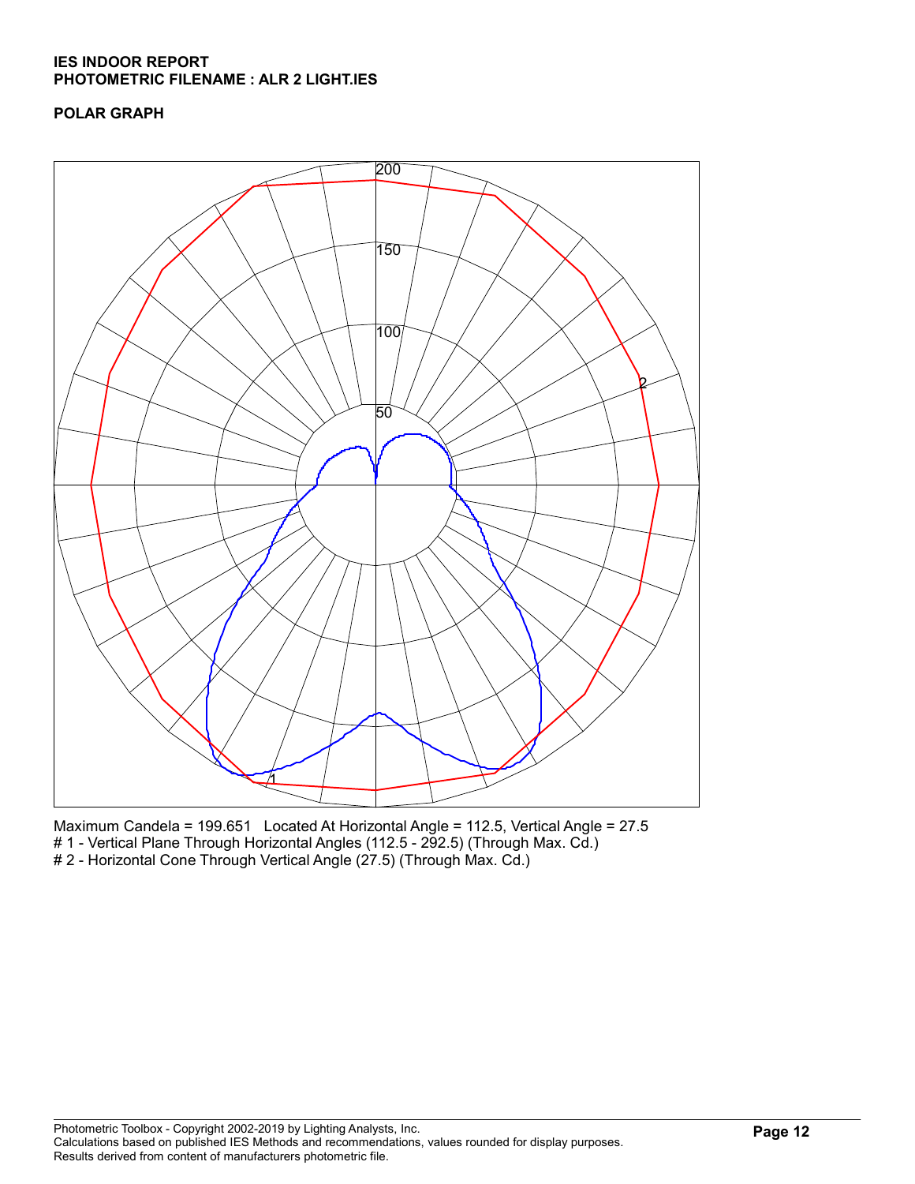**IES INDOOR REPORT**
**PHOTOMETRIC FILENAME : ALR 2 LIGHT.IES**

**POLAR GRAPH**

200
150
100
50
2
1

Maximum Candela = 199.651 Located At Horizontal Angle = 112.5, Vertical Angle = 27.5
# 1 - Vertical Plane Through Horizontal Angles (112.5 - 292.5) (Through Max. Cd.)
# 2 - Horizontal Cone Through Vertical Angle (27.5) (Through Max. Cd.)

Photometric Toolbox - Copyright 2002-2019 by Lighting Analysts, Inc.
Calculations based on published IES Methods and recommendations, values rounded for display purposes.
Results derived from content of manufacturers photometric file.